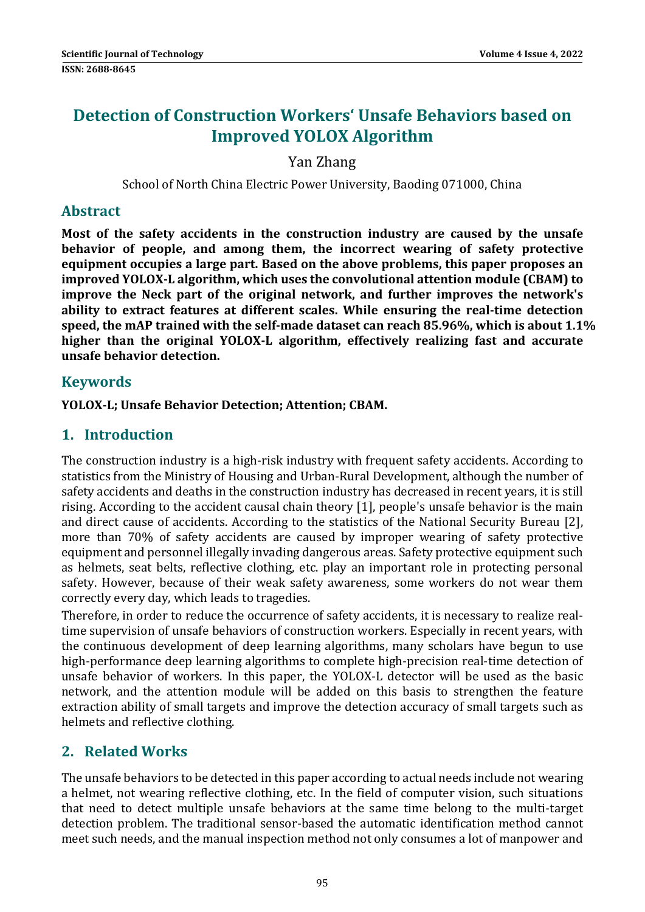# Detection of Construction Workers' Unsafe Behaviors based on Improved YOLOX Algorithm

Yan Zhang

School of North China Electric Power University, Baoding 071000, China

## Abstract

**Most of the safety accidents in the construction industry are caused by the unsafe behavior of people, and among them, the incorrect wearing of safety protective equipment occupies a large part. Based on the above problems, this paper proposes an improved YOLOX-L algorithm, which uses the convolutional attention module (CBAM) to improve the Neck part of the original network, and further improves the network's ability to extract features at different scales. While ensuring the real-time detection speed, the mAP trained with the self-made dataset can reach 85.96%, which is about 1.1% higher than the original YOLOX-L algorithm, effectively realizing fast and accurate unsafe behavior detection.**

## Keywords

**YOLOX-L; Unsafe Behavior Detection; Attention; CBAM.**

## 1. Introduction

The construction industry is a high-risk industry with frequent safety accidents. According to statistics from the Ministry of Housing and Urban-Rural Development, although the number of safety accidents and deaths in the construction industry has decreased in recent years, it is still rising. According to the accident causal chain theory [1], people's unsafe behavior is the main and direct cause of accidents. According to the statistics of the National Security Bureau [2], more than 70% of safety accidents are caused by improper wearing of safety protective equipment and personnel illegally invading dangerous areas. Safety protective equipment such as helmets, seat belts, reflective clothing, etc. play an important role in protecting personal safety. However, because of their weak safety awareness, some workers do not wear them correctly every day, which leads to tragedies.

Therefore, in order to reduce the occurrence of safety accidents, it is necessary to realize real-time supervision of unsafe behaviors of construction workers. Especially in recent years, with the continuous development of deep learning algorithms, many scholars have begun to use high-performance deep learning algorithms to complete high-precision real-time detection of unsafe behavior of workers. In this paper, the YOLOX-L detector will be used as the basic network, and the attention module will be added on this basis to strengthen the feature extraction ability of small targets and improve the detection accuracy of small targets such as helmets and reflective clothing.

## 2. Related Works

The unsafe behaviors to be detected in this paper according to actual needs include not wearing a helmet, not wearing reflective clothing, etc. In the field of computer vision, such situations that need to detect multiple unsafe behaviors at the same time belong to the multi-target detection problem. The traditional sensor-based the automatic identification method cannot meet such needs, and the manual inspection method not only consumes a lot of manpower and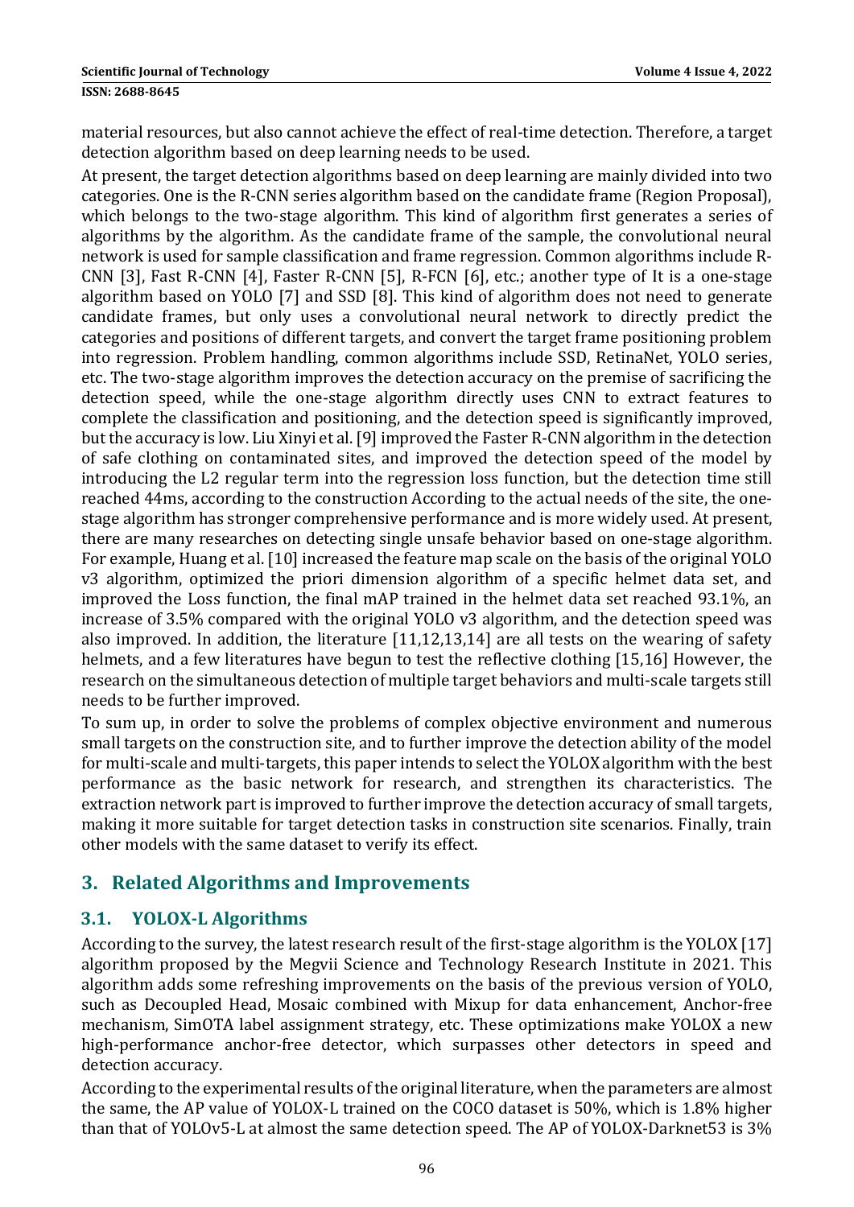material resources, but also cannot achieve the effect of real-time detection. Therefore, a target detection algorithm based on deep learning needs to be used.

At present, the target detection algorithms based on deep learning are mainly divided into two categories. One is the R-CNN series algorithm based on the candidate frame (Region Proposal), which belongs to the two-stage algorithm. This kind of algorithm first generates a series of algorithms by the algorithm. As the candidate frame of the sample, the convolutional neural network is used for sample classification and frame regression. Common algorithms include R-CNN [3], Fast R-CNN [4], Faster R-CNN [5], R-FCN [6], etc.; another type of It is a one-stage algorithm based on YOLO [7] and SSD [8]. This kind of algorithm does not need to generate candidate frames, but only uses a convolutional neural network to directly predict the categories and positions of different targets, and convert the target frame positioning problem into regression. Problem handling, common algorithms include SSD, RetinaNet, YOLO series, etc. The two-stage algorithm improves the detection accuracy on the premise of sacrificing the detection speed, while the one-stage algorithm directly uses CNN to extract features to complete the classification and positioning, and the detection speed is significantly improved, but the accuracy is low. Liu Xinyi et al. [9] improved the Faster R-CNN algorithm in the detection of safe clothing on contaminated sites, and improved the detection speed of the model by introducing the L2 regular term into the regression loss function, but the detection time still reached 44ms, according to the construction According to the actual needs of the site, the one-stage algorithm has stronger comprehensive performance and is more widely used. At present, there are many researches on detecting single unsafe behavior based on one-stage algorithm. For example, Huang et al. [10] increased the feature map scale on the basis of the original YOLO v3 algorithm, optimized the priori dimension algorithm of a specific helmet data set, and improved the Loss function, the final mAP trained in the helmet data set reached 93.1%, an increase of 3.5% compared with the original YOLO v3 algorithm, and the detection speed was also improved. In addition, the literature [11,12,13,14] are all tests on the wearing of safety helmets, and a few literatures have begun to test the reflective clothing [15,16] However, the research on the simultaneous detection of multiple target behaviors and multi-scale targets still needs to be further improved.

To sum up, in order to solve the problems of complex objective environment and numerous small targets on the construction site, and to further improve the detection ability of the model for multi-scale and multi-targets, this paper intends to select the YOLOX algorithm with the best performance as the basic network for research, and strengthen its characteristics. The extraction network part is improved to further improve the detection accuracy of small targets, making it more suitable for target detection tasks in construction site scenarios. Finally, train other models with the same dataset to verify its effect.

## 3. Related Algorithms and Improvements

### 3.1. YOLOX-L Algorithms

According to the survey, the latest research result of the first-stage algorithm is the YOLOX [17] algorithm proposed by the Megvii Science and Technology Research Institute in 2021. This algorithm adds some refreshing improvements on the basis of the previous version of YOLO, such as Decoupled Head, Mosaic combined with Mixup for data enhancement, Anchor-free mechanism, SimOTA label assignment strategy, etc. These optimizations make YOLOX a new high-performance anchor-free detector, which surpasses other detectors in speed and detection accuracy.

According to the experimental results of the original literature, when the parameters are almost the same, the AP value of YOLOX-L trained on the COCO dataset is 50%, which is 1.8% higher than that of YOLOv5-L at almost the same detection speed. The AP of YOLOX-Darknet53 is 3%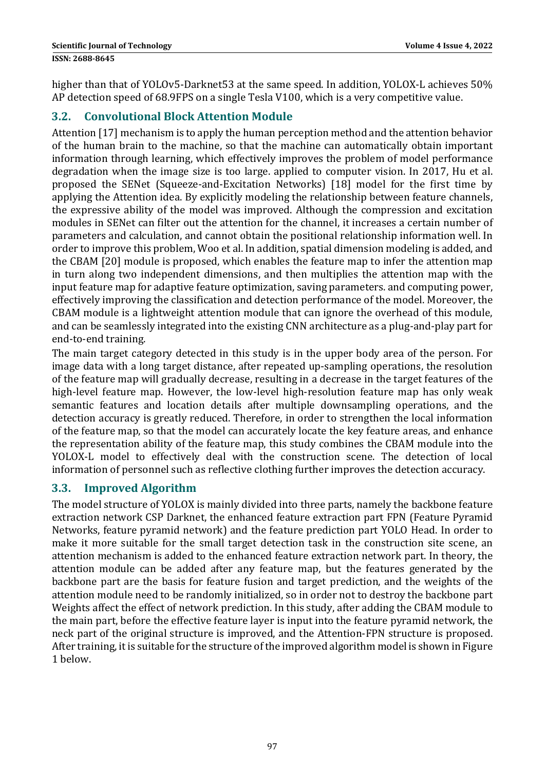higher than that of YOLOv5-Darknet53 at the same speed. In addition, YOLOX-L achieves 50% AP detection speed of 68.9FPS on a single Tesla V100, which is a very competitive value.

## 3.2. Convolutional Block Attention Module

Attention [17] mechanism is to apply the human perception method and the attention behavior of the human brain to the machine, so that the machine can automatically obtain important information through learning, which effectively improves the problem of model performance degradation when the image size is too large. applied to computer vision. In 2017, Hu et al. proposed the SENet (Squeeze-and-Excitation Networks) [18] model for the first time by applying the Attention idea. By explicitly modeling the relationship between feature channels, the expressive ability of the model was improved. Although the compression and excitation modules in SENet can filter out the attention for the channel, it increases a certain number of parameters and calculation, and cannot obtain the positional relationship information well. In order to improve this problem, Woo et al. In addition, spatial dimension modeling is added, and the CBAM [20] module is proposed, which enables the feature map to infer the attention map in turn along two independent dimensions, and then multiplies the attention map with the input feature map for adaptive feature optimization, saving parameters. and computing power, effectively improving the classification and detection performance of the model. Moreover, the CBAM module is a lightweight attention module that can ignore the overhead of this module, and can be seamlessly integrated into the existing CNN architecture as a plug-and-play part for end-to-end training.

The main target category detected in this study is in the upper body area of the person. For image data with a long target distance, after repeated up-sampling operations, the resolution of the feature map will gradually decrease, resulting in a decrease in the target features of the high-level feature map. However, the low-level high-resolution feature map has only weak semantic features and location details after multiple downsampling operations, and the detection accuracy is greatly reduced. Therefore, in order to strengthen the local information of the feature map, so that the model can accurately locate the key feature areas, and enhance the representation ability of the feature map, this study combines the CBAM module into the YOLOX-L model to effectively deal with the construction scene. The detection of local information of personnel such as reflective clothing further improves the detection accuracy.

## 3.3. Improved Algorithm

The model structure of YOLOX is mainly divided into three parts, namely the backbone feature extraction network CSP Darknet, the enhanced feature extraction part FPN (Feature Pyramid Networks, feature pyramid network) and the feature prediction part YOLO Head. In order to make it more suitable for the small target detection task in the construction site scene, an attention mechanism is added to the enhanced feature extraction network part. In theory, the attention module can be added after any feature map, but the features generated by the backbone part are the basis for feature fusion and target prediction, and the weights of the attention module need to be randomly initialized, so in order not to destroy the backbone part Weights affect the effect of network prediction. In this study, after adding the CBAM module to the main part, before the effective feature layer is input into the feature pyramid network, the neck part of the original structure is improved, and the Attention-FPN structure is proposed. After training, it is suitable for the structure of the improved algorithm model is shown in Figure 1 below.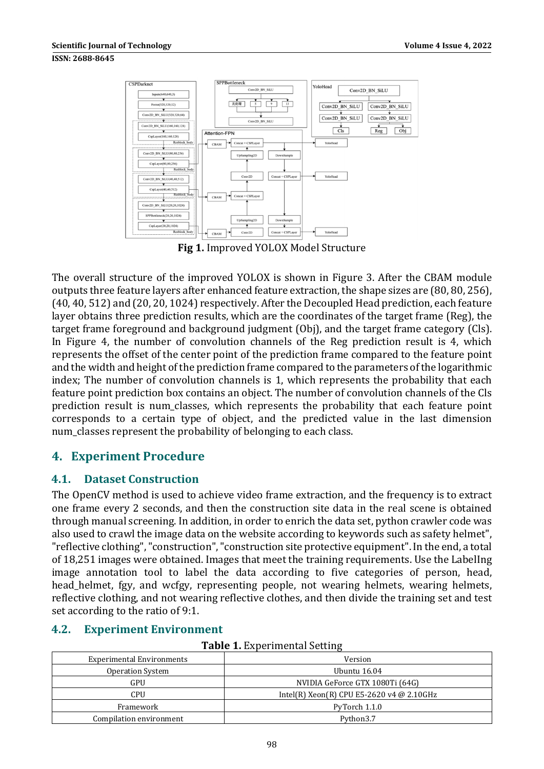**Fig 1.** Improved YOLOX Model Structure

The overall structure of the improved YOLOX is shown in Figure 3. After the CBAM module outputs three feature layers after enhanced feature extraction, the shape sizes are (80, 80, 256), (40, 40, 512) and (20, 20, 1024) respectively. After the Decoupled Head prediction, each feature layer obtains three prediction results, which are the coordinates of the target frame (Reg), the target frame foreground and background judgment (Obj), and the target frame category (Cls). In Figure 4, the number of convolution channels of the Reg prediction result is 4, which represents the offset of the center point of the prediction frame compared to the feature point and the width and height of the prediction frame compared to the parameters of the logarithmic index; The number of convolution channels is 1, which represents the probability that each feature point prediction box contains an object. The number of convolution channels of the Cls prediction result is num_classes, which represents the probability that each feature point corresponds to a certain type of object, and the predicted value in the last dimension num_classes represent the probability of belonging to each class.

## 4. Experiment Procedure

### 4.1. Dataset Construction

The OpenCV method is used to achieve video frame extraction, and the frequency is to extract one frame every 2 seconds, and then the construction site data in the real scene is obtained through manual screening. In addition, in order to enrich the data set, python crawler code was also used to crawl the image data on the website according to keywords such as safety helmet", "reflective clothing", "construction", "construction site protective equipment". In the end, a total of 18,251 images were obtained. Images that meet the training requirements. Use the LabelIng image annotation tool to label the data according to five categories of person, head, head_helmet, fgy, and wcfgy, representing people, not wearing helmets, wearing helmets, reflective clothing, and not wearing reflective clothes, and then divide the training set and test set according to the ratio of 9:1.

### 4.2. Experiment Environment

**Table 1.** Experimental Setting

| Experimental Environments | Version |
|---|---|
| Operation System | Ubuntu 16.04 |
| GPU | NVIDIA GeForce GTX 1080Ti (64G) |
| CPU | Intel(R) Xeon(R) CPU E5-2620 v4 @ 2.10GHz |
| Framework | PyTorch 1.1.0 |
| Compilation environment | Python3.7 |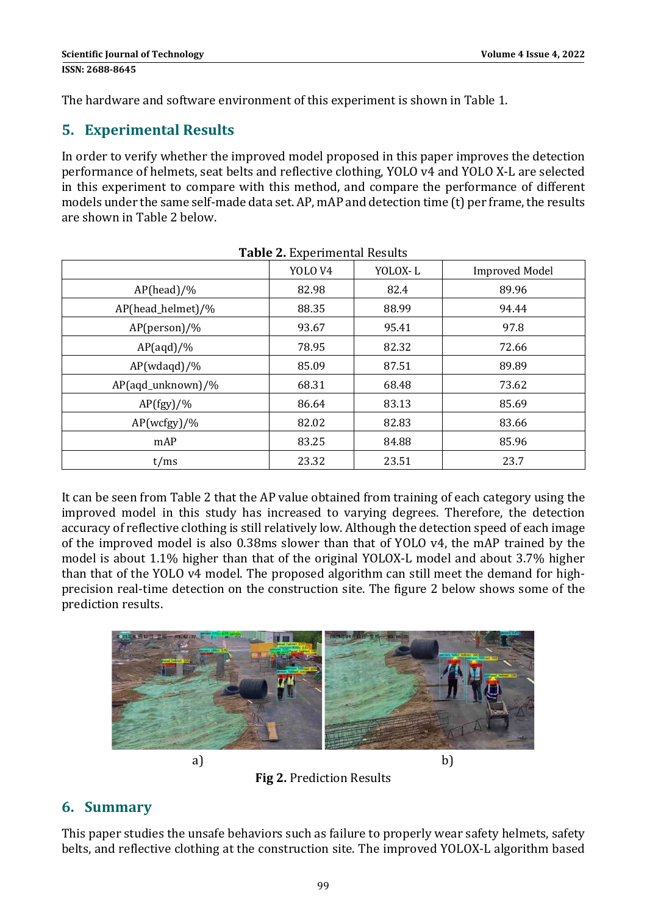The hardware and software environment of this experiment is shown in Table 1.

## 5. Experimental Results

In order to verify whether the improved model proposed in this paper improves the detection performance of helmets, seat belts and reflective clothing, YOLO v4 and YOLO X-L are selected in this experiment to compare with this method, and compare the performance of different models under the same self-made data set. AP, mAP and detection time (t) per frame, the results are shown in Table 2 below.

**Table 2.** Experimental Results

| | YOLO V4 | YOLOX- L | Improved Model |
|---|---|---|---|
| AP(head)/% | 82.98 | 82.4 | 89.96 |
| AP(head_helmet)/% | 88.35 | 88.99 | 94.44 |
| AP(person)/% | 93.67 | 95.41 | 97.8 |
| AP(aqd)/% | 78.95 | 82.32 | 72.66 |
| AP(wdaqd)/% | 85.09 | 87.51 | 89.89 |
| AP(aqd_unknown)/% | 68.31 | 68.48 | 73.62 |
| AP(fgy)/% | 86.64 | 83.13 | 85.69 |
| AP(wcfgy)/% | 82.02 | 82.83 | 83.66 |
| mAP | 83.25 | 84.88 | 85.96 |
| t/ms | 23.32 | 23.51 | 23.7 |

It can be seen from Table 2 that the AP value obtained from training of each category using the improved model in this study has increased to varying degrees. Therefore, the detection accuracy of reflective clothing is still relatively low. Although the detection speed of each image of the improved model is also 0.38ms slower than that of YOLO v4, the mAP trained by the model is about 1.1% higher than that of the original YOLOX-L model and about 3.7% higher than that of the YOLO v4 model. The proposed algorithm can still meet the demand for high-precision real-time detection on the construction site. The figure 2 below shows some of the prediction results.

a) b)

**Fig 2.** Prediction Results

## 6. Summary

This paper studies the unsafe behaviors such as failure to properly wear safety helmets, safety belts, and reflective clothing at the construction site. The improved YOLOX-L algorithm based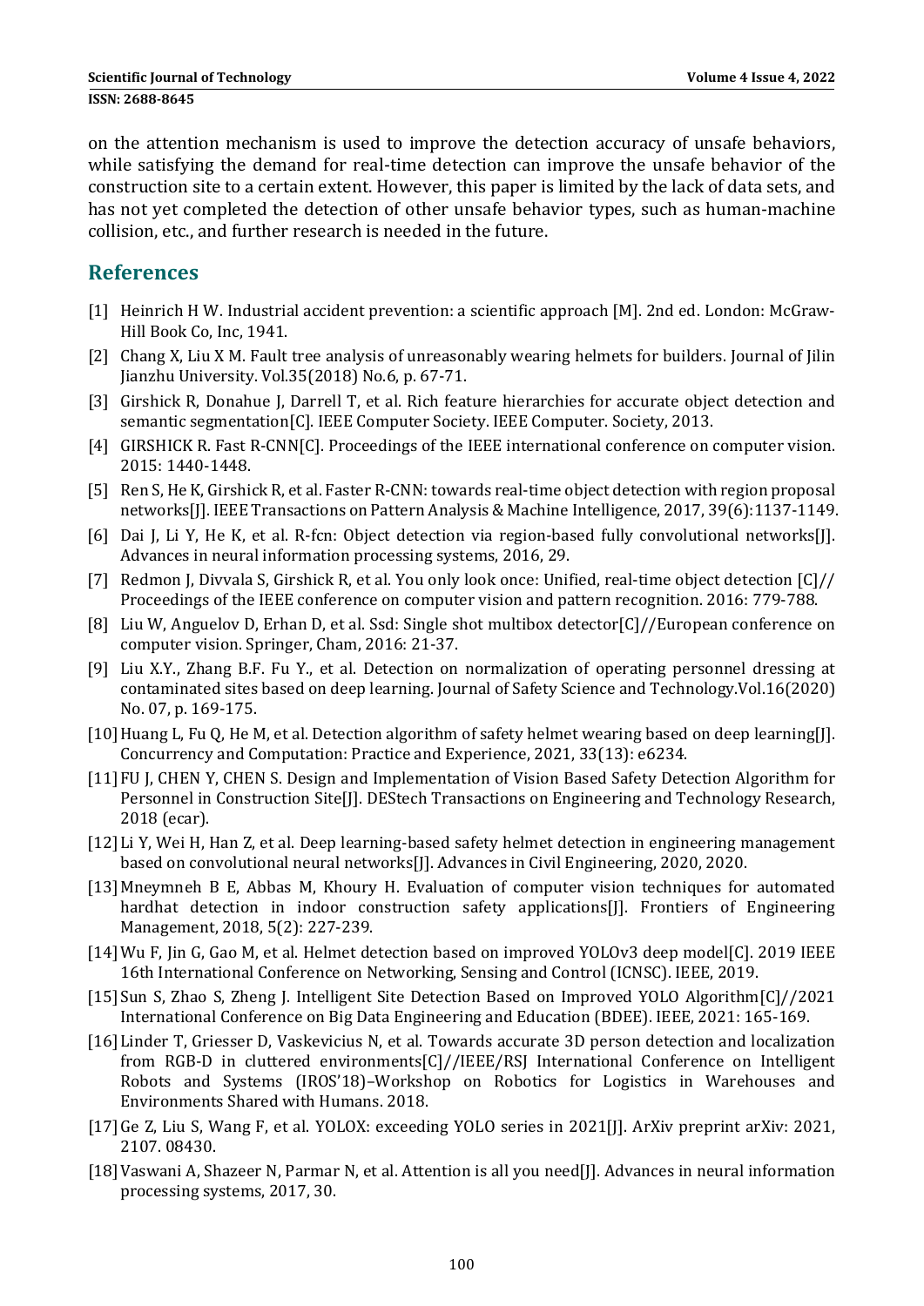on the attention mechanism is used to improve the detection accuracy of unsafe behaviors, while satisfying the demand for real-time detection can improve the unsafe behavior of the construction site to a certain extent. However, this paper is limited by the lack of data sets, and has not yet completed the detection of other unsafe behavior types, such as human-machine collision, etc., and further research is needed in the future.

## References

[1] Heinrich H W. Industrial accident prevention: a scientific approach [M]. 2nd ed. London: McGraw-Hill Book Co, Inc, 1941.

[2] Chang X, Liu X M. Fault tree analysis of unreasonably wearing helmets for builders. Journal of Jilin Jianzhu University. Vol.35(2018) No.6, p. 67-71.

[3] Girshick R, Donahue J, Darrell T, et al. Rich feature hierarchies for accurate object detection and semantic segmentation[C]. IEEE Computer Society. IEEE Computer. Society, 2013.

[4] GIRSHICK R. Fast R-CNN[C]. Proceedings of the IEEE international conference on computer vision. 2015: 1440-1448.

[5] Ren S, He K, Girshick R, et al. Faster R-CNN: towards real-time object detection with region proposal networks[J]. IEEE Transactions on Pattern Analysis & Machine Intelligence, 2017, 39(6):1137-1149.

[6] Dai J, Li Y, He K, et al. R-fcn: Object detection via region-based fully convolutional networks[J]. Advances in neural information processing systems, 2016, 29.

[7] Redmon J, Divvala S, Girshick R, et al. You only look once: Unified, real-time object detection [C]// Proceedings of the IEEE conference on computer vision and pattern recognition. 2016: 779-788.

[8] Liu W, Anguelov D, Erhan D, et al. Ssd: Single shot multibox detector[C]//European conference on computer vision. Springer, Cham, 2016: 21-37.

[9] Liu X.Y., Zhang B.F. Fu Y., et al. Detection on normalization of operating personnel dressing at contaminated sites based on deep learning. Journal of Safety Science and Technology.Vol.16(2020) No. 07, p. 169-175.

[10] Huang L, Fu Q, He M, et al. Detection algorithm of safety helmet wearing based on deep learning[J]. Concurrency and Computation: Practice and Experience, 2021, 33(13): e6234.

[11] FU J, CHEN Y, CHEN S. Design and Implementation of Vision Based Safety Detection Algorithm for Personnel in Construction Site[J]. DEStech Transactions on Engineering and Technology Research, 2018 (ecar).

[12] Li Y, Wei H, Han Z, et al. Deep learning-based safety helmet detection in engineering management based on convolutional neural networks[J]. Advances in Civil Engineering, 2020, 2020.

[13] Mneymneh B E, Abbas M, Khoury H. Evaluation of computer vision techniques for automated hardhat detection in indoor construction safety applications[J]. Frontiers of Engineering Management, 2018, 5(2): 227-239.

[14] Wu F, Jin G, Gao M, et al. Helmet detection based on improved YOLOv3 deep model[C]. 2019 IEEE 16th International Conference on Networking, Sensing and Control (ICNSC). IEEE, 2019.

[15] Sun S, Zhao S, Zheng J. Intelligent Site Detection Based on Improved YOLO Algorithm[C]//2021 International Conference on Big Data Engineering and Education (BDEE). IEEE, 2021: 165-169.

[16] Linder T, Griesser D, Vaskevicius N, et al. Towards accurate 3D person detection and localization from RGB-D in cluttered environments[C]//IEEE/RSJ International Conference on Intelligent Robots and Systems (IROS'18)–Workshop on Robotics for Logistics in Warehouses and Environments Shared with Humans. 2018.

[17] Ge Z, Liu S, Wang F, et al. YOLOX: exceeding YOLO series in 2021[J]. ArXiv preprint arXiv: 2021, 2107. 08430.

[18] Vaswani A, Shazeer N, Parmar N, et al. Attention is all you need[J]. Advances in neural information processing systems, 2017, 30.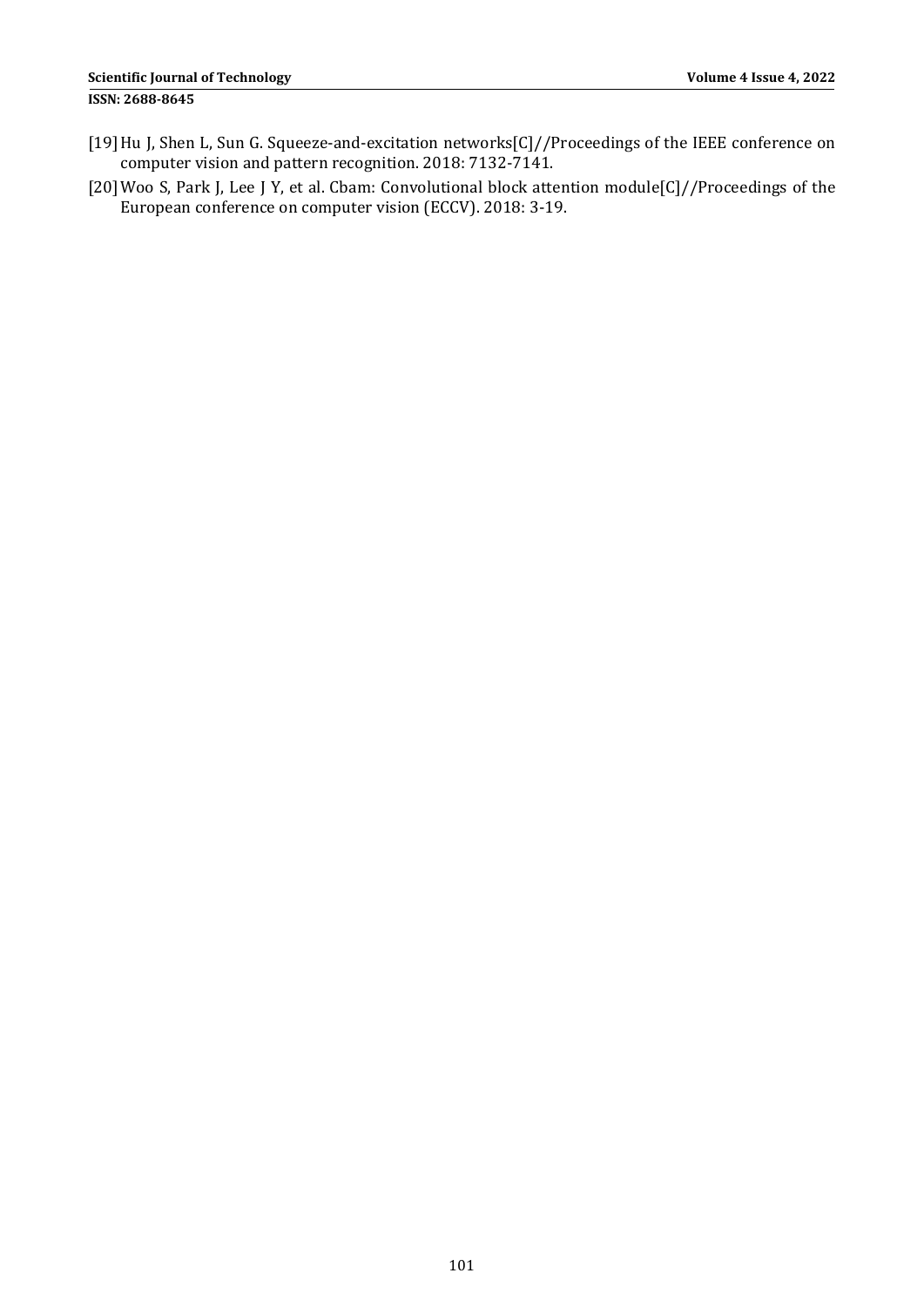[19] Hu J, Shen L, Sun G. Squeeze-and-excitation networks[C]//Proceedings of the IEEE conference on computer vision and pattern recognition. 2018: 7132-7141.

[20] Woo S, Park J, Lee J Y, et al. Cbam: Convolutional block attention module[C]//Proceedings of the European conference on computer vision (ECCV). 2018: 3-19.